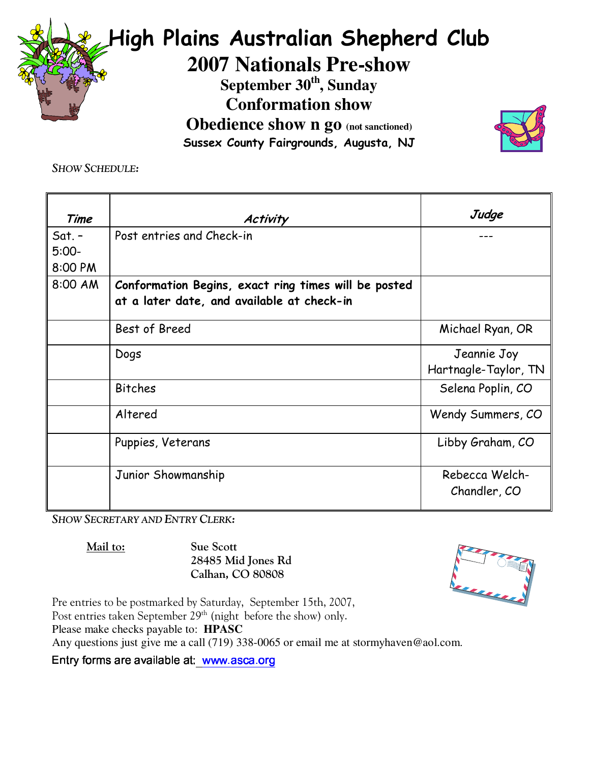# High Plains Australian Shepherd Club

## 2007 Nationals Pre-show

### September 30th, Sunday

### Conformation show

### Obedience show n go (not sanctioned)

**Sussex County Fairgrounds, Augusta, NJ**

*SHOW SCHEDULE:*

| *Time* | *Activity* | *Judge* |
|---|---|---|
| Sat. – 5:00-8:00 PM | Post entries and Check-in | --- |
| 8:00 AM | **Conformation Begins, exact ring times will be posted at a later date, and available at check-in** | |
| | Best of Breed | Michael Ryan, OR |
| | Dogs | Jeannie Joy Hartnagle-Taylor, TN |
| | Bitches | Selena Poplin, CO |
| | Altered | Wendy Summers, CO |
| | Puppies, Veterans | Libby Graham, CO |
| | Junior Showmanship | Rebecca Welch-Chandler, CO |

*SHOW SECRETARY AND ENTRY CLERK:*

**Mail to:**

**Sue Scott**
**28485 Mid Jones Rd**
**Calhan, CO 80808**

Pre entries to be postmarked by Saturday, September 15th, 2007,
Post entries taken September 29th (night before the show) only.
Please make checks payable to: **HPASC**
Any questions just give me a call (719) 338-0065 or email me at stormyhaven@aol.com.

Entry forms are available at: www.asca.org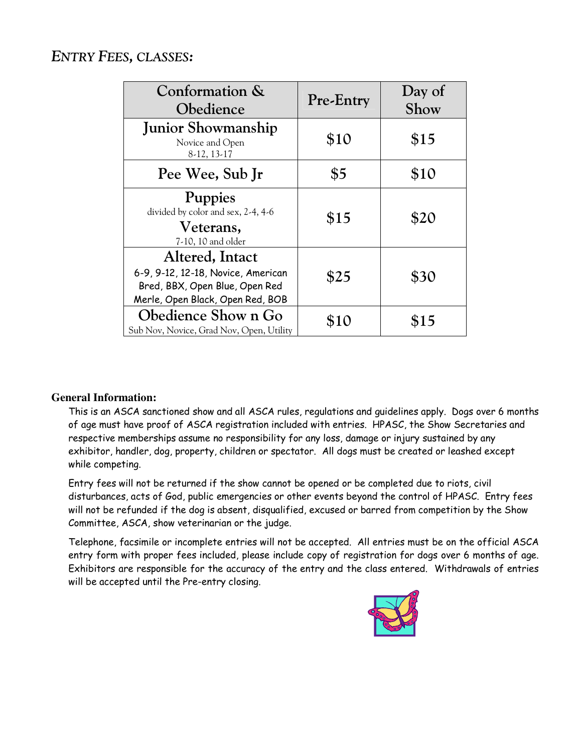## *ENTRY FEES, CLASSES:*

| Conformation & Obedience | Pre-Entry | Day of Show |
|---|---|---|
| **Junior Showmanship** Novice and Open 8-12, 13-17 | $10 | $15 |
| **Pee Wee, Sub Jr** | $5 | $10 |
| **Puppies** divided by color and sex, 2-4, 4-6 **Veterans,** 7-10, 10 and older | $15 | $20 |
| **Altered, Intact** 6-9, 9-12, 12-18, Novice, American Bred, BBX, Open Blue, Open Red Merle, Open Black, Open Red, BOB | $25 | $30 |
| **Obedience Show n Go** Sub Nov, Novice, Grad Nov, Open, Utility | $10 | $15 |

**General Information:**

This is an ASCA sanctioned show and all ASCA rules, regulations and guidelines apply. Dogs over 6 months of age must have proof of ASCA registration included with entries. HPASC, the Show Secretaries and respective memberships assume no responsibility for any loss, damage or injury sustained by any exhibitor, handler, dog, property, children or spectator. All dogs must be created or leashed except while competing.

Entry fees will not be returned if the show cannot be opened or be completed due to riots, civil disturbances, acts of God, public emergencies or other events beyond the control of HPASC. Entry fees will not be refunded if the dog is absent, disqualified, excused or barred from competition by the Show Committee, ASCA, show veterinarian or the judge.

Telephone, facsimile or incomplete entries will not be accepted. All entries must be on the official ASCA entry form with proper fees included, please include copy of registration for dogs over 6 months of age. Exhibitors are responsible for the accuracy of the entry and the class entered. Withdrawals of entries will be accepted until the Pre-entry closing.